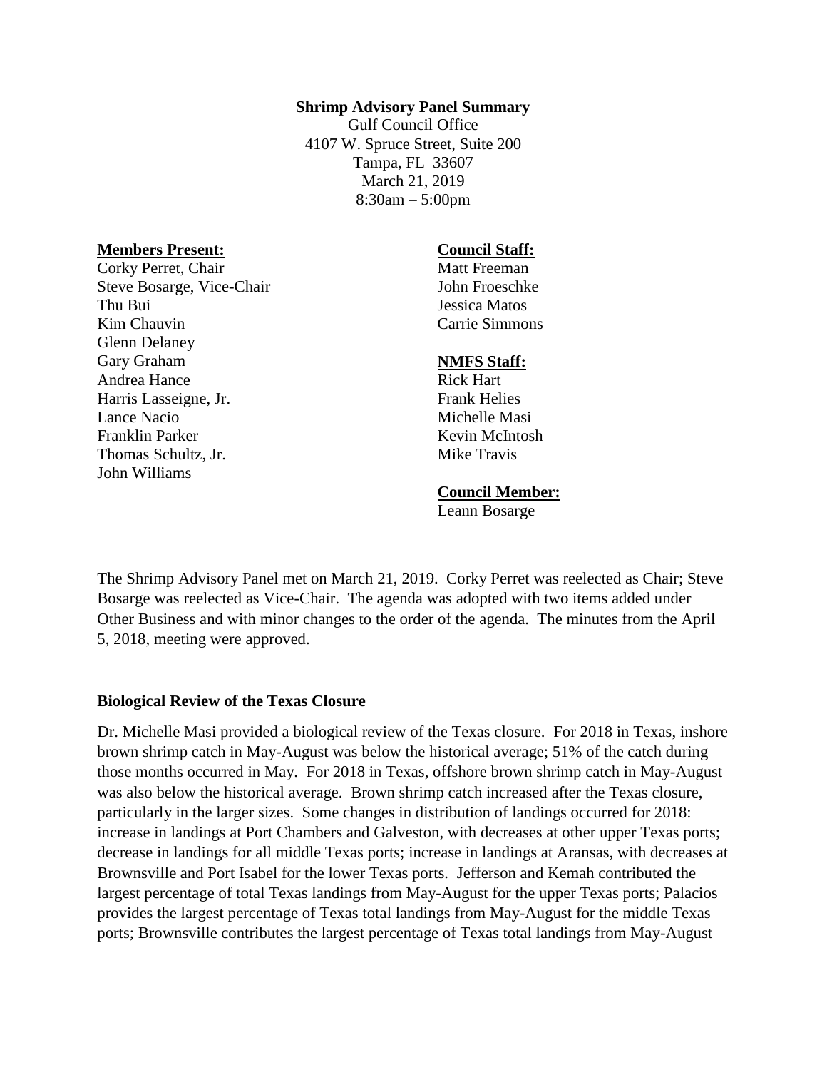**Shrimp Advisory Panel Summary**

Gulf Council Office
4107 W. Spruce Street, Suite 200
Tampa, FL 33607
March 21, 2019
8:30am – 5:00pm

**Members Present:**

Corky Perret, Chair
Steve Bosarge, Vice-Chair
Thu Bui
Kim Chauvin
Glenn Delaney
Gary Graham
Andrea Hance
Harris Lasseigne, Jr.
Lance Nacio
Franklin Parker
Thomas Schultz, Jr.
John Williams

**Council Staff:**

Matt Freeman
John Froeschke
Jessica Matos
Carrie Simmons

**NMFS Staff:**

Rick Hart
Frank Helies
Michelle Masi
Kevin McIntosh
Mike Travis

**Council Member:**

Leann Bosarge

The Shrimp Advisory Panel met on March 21, 2019. Corky Perret was reelected as Chair; Steve Bosarge was reelected as Vice-Chair. The agenda was adopted with two items added under Other Business and with minor changes to the order of the agenda. The minutes from the April 5, 2018, meeting were approved.

**Biological Review of the Texas Closure**

Dr. Michelle Masi provided a biological review of the Texas closure. For 2018 in Texas, inshore brown shrimp catch in May-August was below the historical average; 51% of the catch during those months occurred in May. For 2018 in Texas, offshore brown shrimp catch in May-August was also below the historical average. Brown shrimp catch increased after the Texas closure, particularly in the larger sizes. Some changes in distribution of landings occurred for 2018: increase in landings at Port Chambers and Galveston, with decreases at other upper Texas ports; decrease in landings for all middle Texas ports; increase in landings at Aransas, with decreases at Brownsville and Port Isabel for the lower Texas ports. Jefferson and Kemah contributed the largest percentage of total Texas landings from May-August for the upper Texas ports; Palacios provides the largest percentage of Texas total landings from May-August for the middle Texas ports; Brownsville contributes the largest percentage of Texas total landings from May-August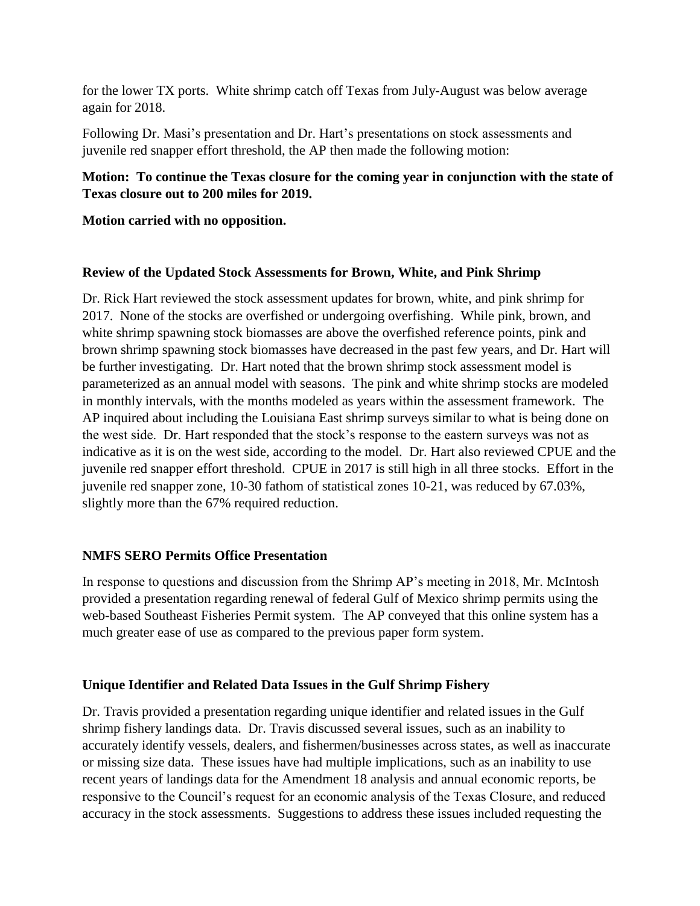for the lower TX ports. White shrimp catch off Texas from July-August was below average again for 2018.

Following Dr. Masi's presentation and Dr. Hart's presentations on stock assessments and juvenile red snapper effort threshold, the AP then made the following motion:

**Motion: To continue the Texas closure for the coming year in conjunction with the state of Texas closure out to 200 miles for 2019.**

**Motion carried with no opposition.**

### Review of the Updated Stock Assessments for Brown, White, and Pink Shrimp

Dr. Rick Hart reviewed the stock assessment updates for brown, white, and pink shrimp for 2017. None of the stocks are overfished or undergoing overfishing. While pink, brown, and white shrimp spawning stock biomasses are above the overfished reference points, pink and brown shrimp spawning stock biomasses have decreased in the past few years, and Dr. Hart will be further investigating. Dr. Hart noted that the brown shrimp stock assessment model is parameterized as an annual model with seasons. The pink and white shrimp stocks are modeled in monthly intervals, with the months modeled as years within the assessment framework. The AP inquired about including the Louisiana East shrimp surveys similar to what is being done on the west side. Dr. Hart responded that the stock's response to the eastern surveys was not as indicative as it is on the west side, according to the model. Dr. Hart also reviewed CPUE and the juvenile red snapper effort threshold. CPUE in 2017 is still high in all three stocks. Effort in the juvenile red snapper zone, 10-30 fathom of statistical zones 10-21, was reduced by 67.03%, slightly more than the 67% required reduction.

### NMFS SERO Permits Office Presentation

In response to questions and discussion from the Shrimp AP's meeting in 2018, Mr. McIntosh provided a presentation regarding renewal of federal Gulf of Mexico shrimp permits using the web-based Southeast Fisheries Permit system. The AP conveyed that this online system has a much greater ease of use as compared to the previous paper form system.

### Unique Identifier and Related Data Issues in the Gulf Shrimp Fishery

Dr. Travis provided a presentation regarding unique identifier and related issues in the Gulf shrimp fishery landings data. Dr. Travis discussed several issues, such as an inability to accurately identify vessels, dealers, and fishermen/businesses across states, as well as inaccurate or missing size data. These issues have had multiple implications, such as an inability to use recent years of landings data for the Amendment 18 analysis and annual economic reports, be responsive to the Council's request for an economic analysis of the Texas Closure, and reduced accuracy in the stock assessments. Suggestions to address these issues included requesting the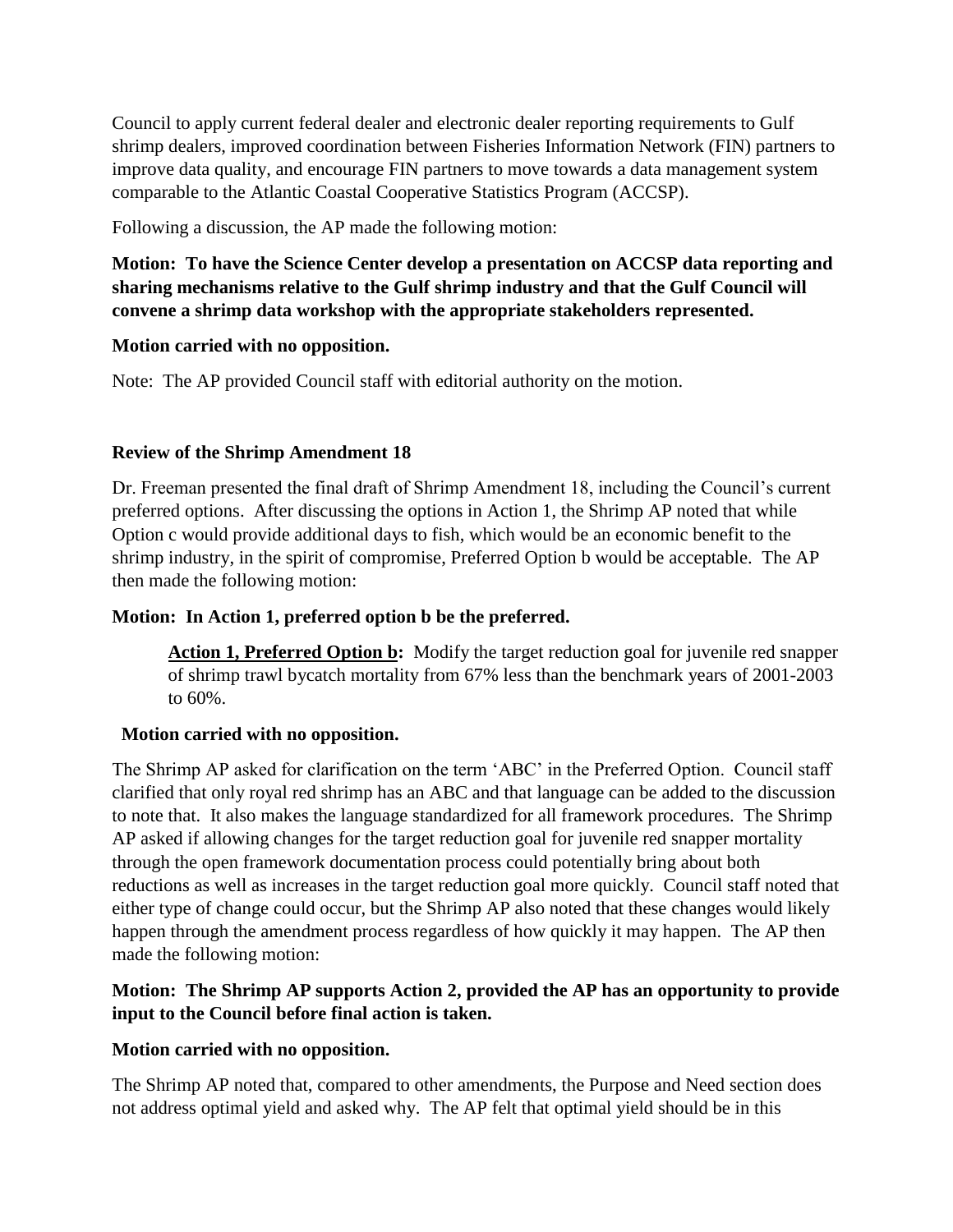Council to apply current federal dealer and electronic dealer reporting requirements to Gulf shrimp dealers, improved coordination between Fisheries Information Network (FIN) partners to improve data quality, and encourage FIN partners to move towards a data management system comparable to the Atlantic Coastal Cooperative Statistics Program (ACCSP).

Following a discussion, the AP made the following motion:

**Motion: To have the Science Center develop a presentation on ACCSP data reporting and sharing mechanisms relative to the Gulf shrimp industry and that the Gulf Council will convene a shrimp data workshop with the appropriate stakeholders represented.**

**Motion carried with no opposition.**

Note: The AP provided Council staff with editorial authority on the motion.

**Review of the Shrimp Amendment 18**

Dr. Freeman presented the final draft of Shrimp Amendment 18, including the Council's current preferred options. After discussing the options in Action 1, the Shrimp AP noted that while Option c would provide additional days to fish, which would be an economic benefit to the shrimp industry, in the spirit of compromise, Preferred Option b would be acceptable. The AP then made the following motion:

**Motion: In Action 1, preferred option b be the preferred.**

> **<u>Action 1, Preferred Option b</u>:** Modify the target reduction goal for juvenile red snapper of shrimp trawl bycatch mortality from 67% less than the benchmark years of 2001-2003 to 60%.

**Motion carried with no opposition.**

The Shrimp AP asked for clarification on the term 'ABC' in the Preferred Option. Council staff clarified that only royal red shrimp has an ABC and that language can be added to the discussion to note that. It also makes the language standardized for all framework procedures. The Shrimp AP asked if allowing changes for the target reduction goal for juvenile red snapper mortality through the open framework documentation process could potentially bring about both reductions as well as increases in the target reduction goal more quickly. Council staff noted that either type of change could occur, but the Shrimp AP also noted that these changes would likely happen through the amendment process regardless of how quickly it may happen. The AP then made the following motion:

**Motion: The Shrimp AP supports Action 2, provided the AP has an opportunity to provide input to the Council before final action is taken.**

**Motion carried with no opposition.**

The Shrimp AP noted that, compared to other amendments, the Purpose and Need section does not address optimal yield and asked why. The AP felt that optimal yield should be in this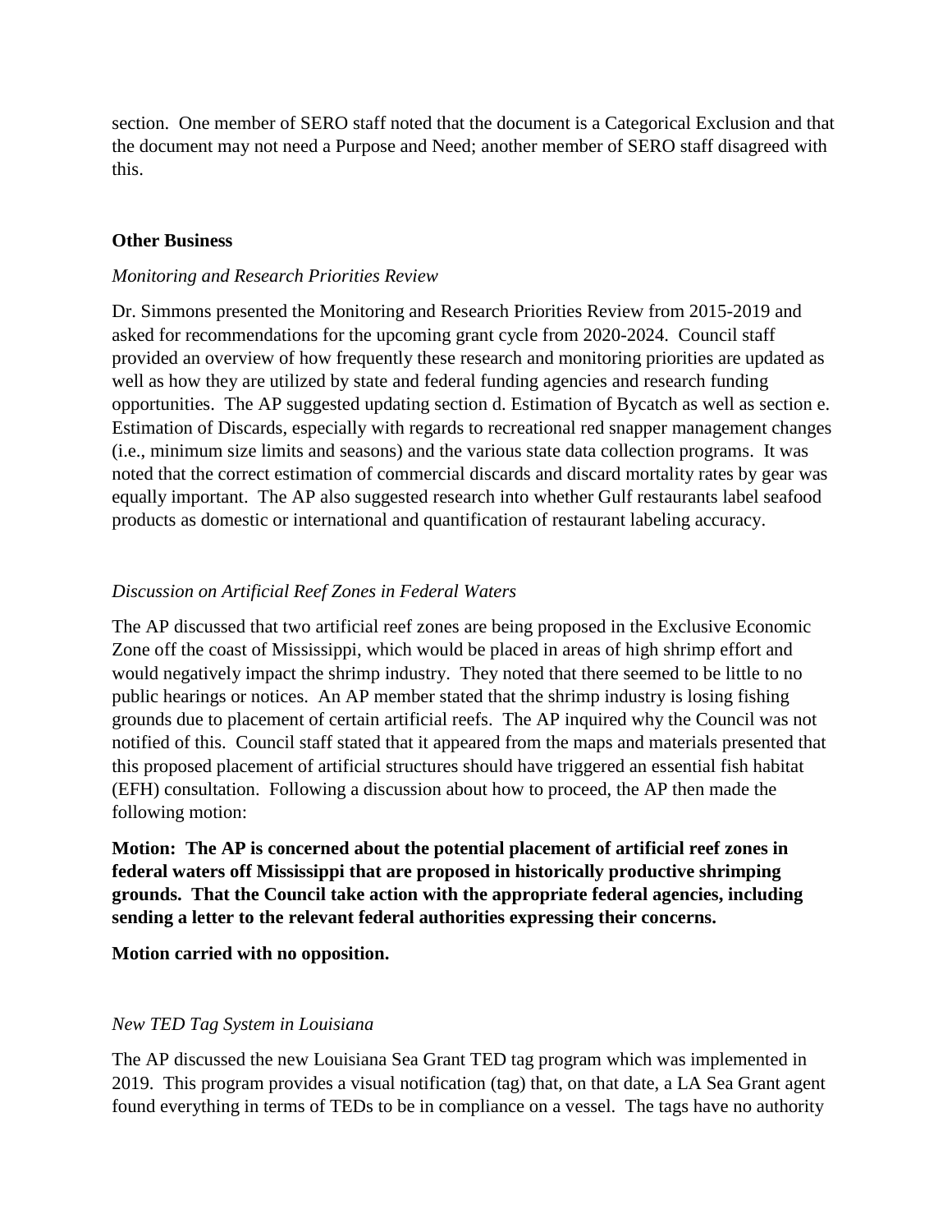section. One member of SERO staff noted that the document is a Categorical Exclusion and that the document may not need a Purpose and Need; another member of SERO staff disagreed with this.

**Other Business**

*Monitoring and Research Priorities Review*

Dr. Simmons presented the Monitoring and Research Priorities Review from 2015-2019 and asked for recommendations for the upcoming grant cycle from 2020-2024. Council staff provided an overview of how frequently these research and monitoring priorities are updated as well as how they are utilized by state and federal funding agencies and research funding opportunities. The AP suggested updating section d. Estimation of Bycatch as well as section e. Estimation of Discards, especially with regards to recreational red snapper management changes (i.e., minimum size limits and seasons) and the various state data collection programs. It was noted that the correct estimation of commercial discards and discard mortality rates by gear was equally important. The AP also suggested research into whether Gulf restaurants label seafood products as domestic or international and quantification of restaurant labeling accuracy.

*Discussion on Artificial Reef Zones in Federal Waters*

The AP discussed that two artificial reef zones are being proposed in the Exclusive Economic Zone off the coast of Mississippi, which would be placed in areas of high shrimp effort and would negatively impact the shrimp industry. They noted that there seemed to be little to no public hearings or notices. An AP member stated that the shrimp industry is losing fishing grounds due to placement of certain artificial reefs. The AP inquired why the Council was not notified of this. Council staff stated that it appeared from the maps and materials presented that this proposed placement of artificial structures should have triggered an essential fish habitat (EFH) consultation. Following a discussion about how to proceed, the AP then made the following motion:

**Motion: The AP is concerned about the potential placement of artificial reef zones in federal waters off Mississippi that are proposed in historically productive shrimping grounds. That the Council take action with the appropriate federal agencies, including sending a letter to the relevant federal authorities expressing their concerns.**

**Motion carried with no opposition.**

*New TED Tag System in Louisiana*

The AP discussed the new Louisiana Sea Grant TED tag program which was implemented in 2019. This program provides a visual notification (tag) that, on that date, a LA Sea Grant agent found everything in terms of TEDs to be in compliance on a vessel. The tags have no authority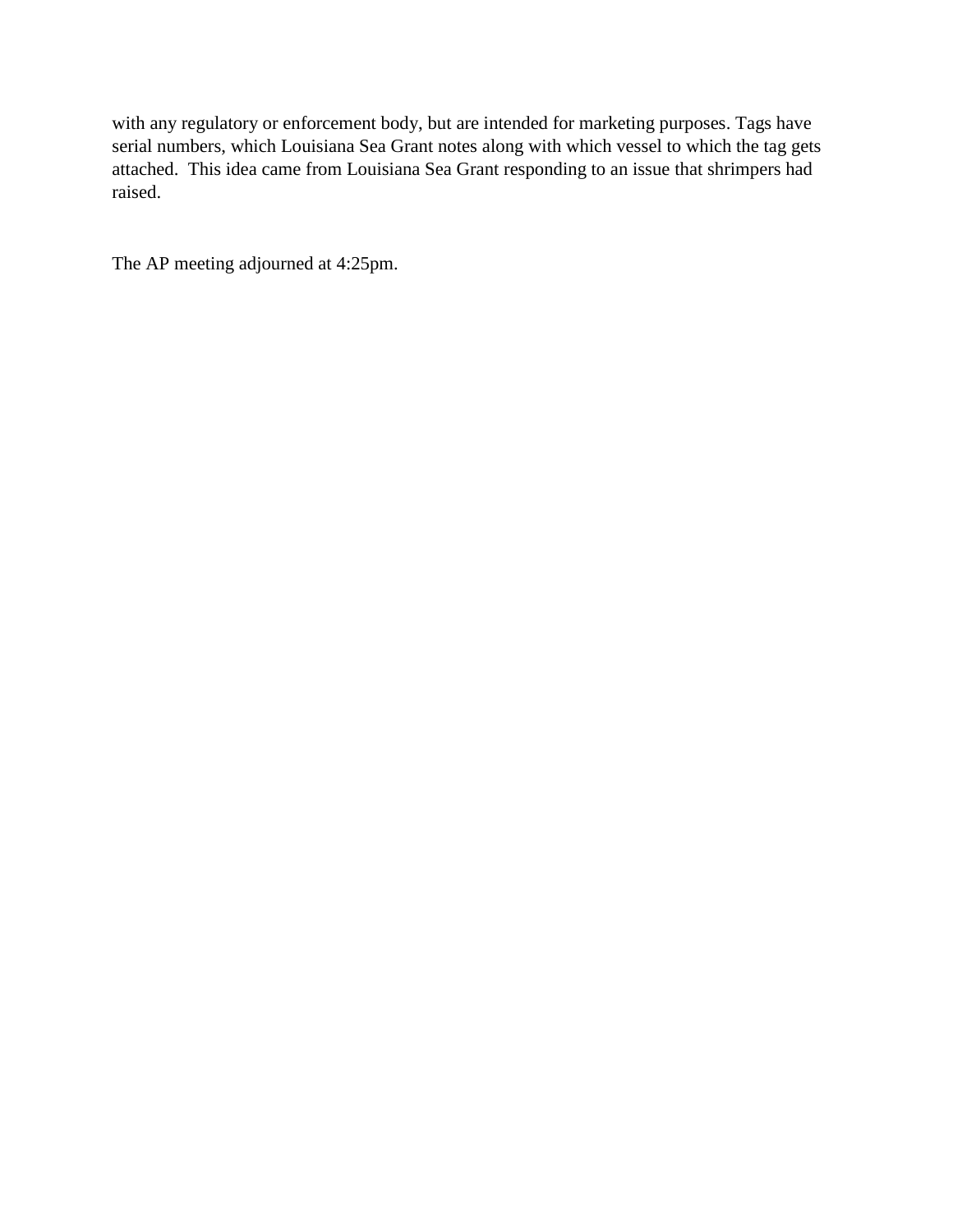with any regulatory or enforcement body, but are intended for marketing purposes. Tags have serial numbers, which Louisiana Sea Grant notes along with which vessel to which the tag gets attached. This idea came from Louisiana Sea Grant responding to an issue that shrimpers had raised.

The AP meeting adjourned at 4:25pm.